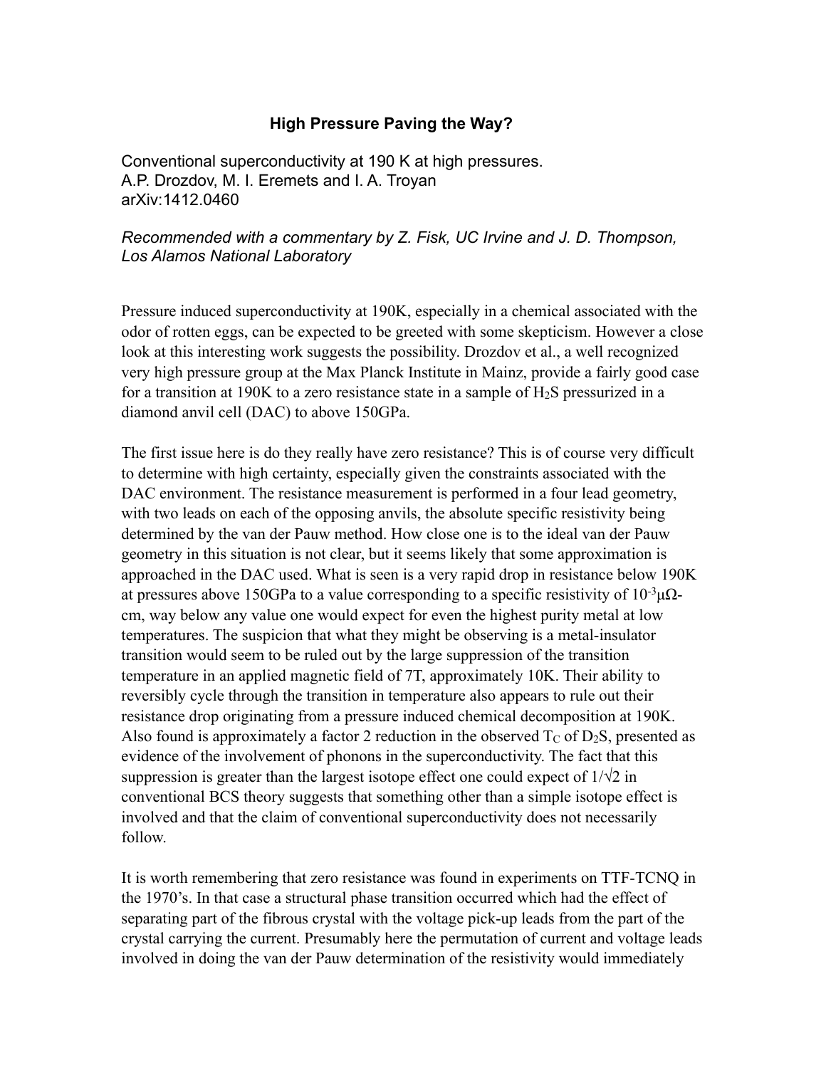# High Pressure Paving the Way?

Conventional superconductivity at 190 K at high pressures.
A.P. Drozdov, M. I. Eremets and I. A. Troyan
arXiv:1412.0460

*Recommended with a commentary by Z. Fisk, UC Irvine and J. D. Thompson, Los Alamos National Laboratory*

Pressure induced superconductivity at 190K, especially in a chemical associated with the odor of rotten eggs, can be expected to be greeted with some skepticism. However a close look at this interesting work suggests the possibility. Drozdov et al., a well recognized very high pressure group at the Max Planck Institute in Mainz, provide a fairly good case for a transition at 190K to a zero resistance state in a sample of $H_2S$ pressurized in a diamond anvil cell (DAC) to above 150GPa.

The first issue here is do they really have zero resistance? This is of course very difficult to determine with high certainty, especially given the constraints associated with the DAC environment. The resistance measurement is performed in a four lead geometry, with two leads on each of the opposing anvils, the absolute specific resistivity being determined by the van der Pauw method. How close one is to the ideal van der Pauw geometry in this situation is not clear, but it seems likely that some approximation is approached in the DAC used. What is seen is a very rapid drop in resistance below 190K at pressures above 150GPa to a value corresponding to a specific resistivity of $10^{-3}\mu\Omega$-cm, way below any value one would expect for even the highest purity metal at low temperatures. The suspicion that what they might be observing is a metal-insulator transition would seem to be ruled out by the large suppression of the transition temperature in an applied magnetic field of 7T, approximately 10K. Their ability to reversibly cycle through the transition in temperature also appears to rule out their resistance drop originating from a pressure induced chemical decomposition at 190K. Also found is approximately a factor 2 reduction in the observed $T_C$ of $D_2S$, presented as evidence of the involvement of phonons in the superconductivity. The fact that this suppression is greater than the largest isotope effect one could expect of $1/\sqrt{2}$ in conventional BCS theory suggests that something other than a simple isotope effect is involved and that the claim of conventional superconductivity does not necessarily follow.

It is worth remembering that zero resistance was found in experiments on TTF-TCNQ in the 1970's. In that case a structural phase transition occurred which had the effect of separating part of the fibrous crystal with the voltage pick-up leads from the part of the crystal carrying the current. Presumably here the permutation of current and voltage leads involved in doing the van der Pauw determination of the resistivity would immediately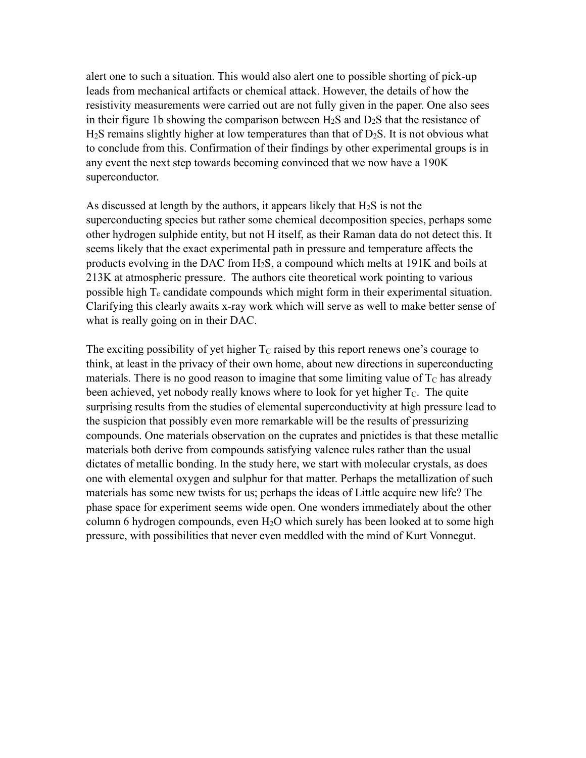alert one to such a situation. This would also alert one to possible shorting of pick-up leads from mechanical artifacts or chemical attack. However, the details of how the resistivity measurements were carried out are not fully given in the paper. One also sees in their figure 1b showing the comparison between $H_2S$ and $D_2S$ that the resistance of $H_2S$ remains slightly higher at low temperatures than that of $D_2S$. It is not obvious what to conclude from this. Confirmation of their findings by other experimental groups is in any event the next step towards becoming convinced that we now have a 190K superconductor.

As discussed at length by the authors, it appears likely that $H_2S$ is not the superconducting species but rather some chemical decomposition species, perhaps some other hydrogen sulphide entity, but not H itself, as their Raman data do not detect this. It seems likely that the exact experimental path in pressure and temperature affects the products evolving in the DAC from $H_2S$, a compound which melts at 191K and boils at 213K at atmospheric pressure. The authors cite theoretical work pointing to various possible high $T_c$ candidate compounds which might form in their experimental situation. Clarifying this clearly awaits x-ray work which will serve as well to make better sense of what is really going on in their DAC.

The exciting possibility of yet higher $T_C$ raised by this report renews one's courage to think, at least in the privacy of their own home, about new directions in superconducting materials. There is no good reason to imagine that some limiting value of $T_C$ has already been achieved, yet nobody really knows where to look for yet higher $T_C$. The quite surprising results from the studies of elemental superconductivity at high pressure lead to the suspicion that possibly even more remarkable will be the results of pressurizing compounds. One materials observation on the cuprates and pnictides is that these metallic materials both derive from compounds satisfying valence rules rather than the usual dictates of metallic bonding. In the study here, we start with molecular crystals, as does one with elemental oxygen and sulphur for that matter. Perhaps the metallization of such materials has some new twists for us; perhaps the ideas of Little acquire new life? The phase space for experiment seems wide open. One wonders immediately about the other column 6 hydrogen compounds, even $H_2O$ which surely has been looked at to some high pressure, with possibilities that never even meddled with the mind of Kurt Vonnegut.